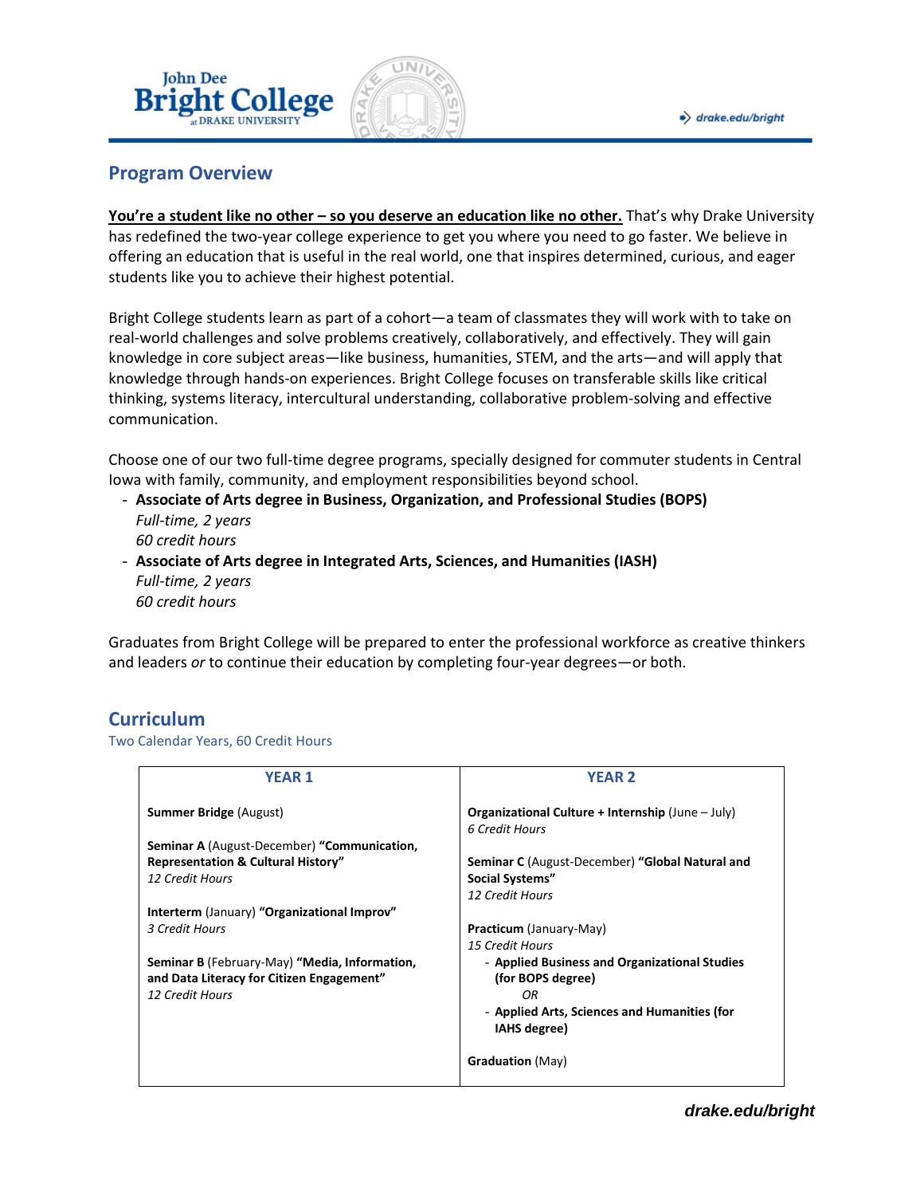## Program Overview

**You're a student like no other – so you deserve an education like no other.** That's why Drake University has redefined the two-year college experience to get you where you need to go faster. We believe in offering an education that is useful in the real world, one that inspires determined, curious, and eager students like you to achieve their highest potential.

Bright College students learn as part of a cohort—a team of classmates they will work with to take on real-world challenges and solve problems creatively, collaboratively, and effectively. They will gain knowledge in core subject areas—like business, humanities, STEM, and the arts—and will apply that knowledge through hands-on experiences. Bright College focuses on transferable skills like critical thinking, systems literacy, intercultural understanding, collaborative problem-solving and effective communication.

Choose one of our two full-time degree programs, specially designed for commuter students in Central Iowa with family, community, and employment responsibilities beyond school.

- **Associate of Arts degree in Business, Organization, and Professional Studies (BOPS)**
  *Full-time, 2 years*
  *60 credit hours*
- **Associate of Arts degree in Integrated Arts, Sciences, and Humanities (IASH)**
  *Full-time, 2 years*
  *60 credit hours*

Graduates from Bright College will be prepared to enter the professional workforce as creative thinkers and leaders *or* to continue their education by completing four-year degrees—or both.

## Curriculum

Two Calendar Years, 60 Credit Hours

| YEAR 1 | YEAR 2 |
| --- | --- |
| **Summer Bridge** (August) | **Organizational Culture + Internship** (June – July)<br>*6 Credit Hours* |
| **Seminar A** (August-December) **"Communication, Representation & Cultural History"**<br>*12 Credit Hours* | **Seminar C** (August-December) **"Global Natural and Social Systems"**<br>*12 Credit Hours* |
| **Interterm** (January) **"Organizational Improv"**<br>*3 Credit Hours* | **Practicum** (January-May)<br>*15 Credit Hours*<br>- **Applied Business and Organizational Studies (for BOPS degree)**<br>*OR*<br>- **Applied Arts, Sciences and Humanities (for IAHS degree)** |
| **Seminar B** (February-May) **"Media, Information, and Data Literacy for Citizen Engagement"**<br>*12 Credit Hours* | **Graduation** (May) |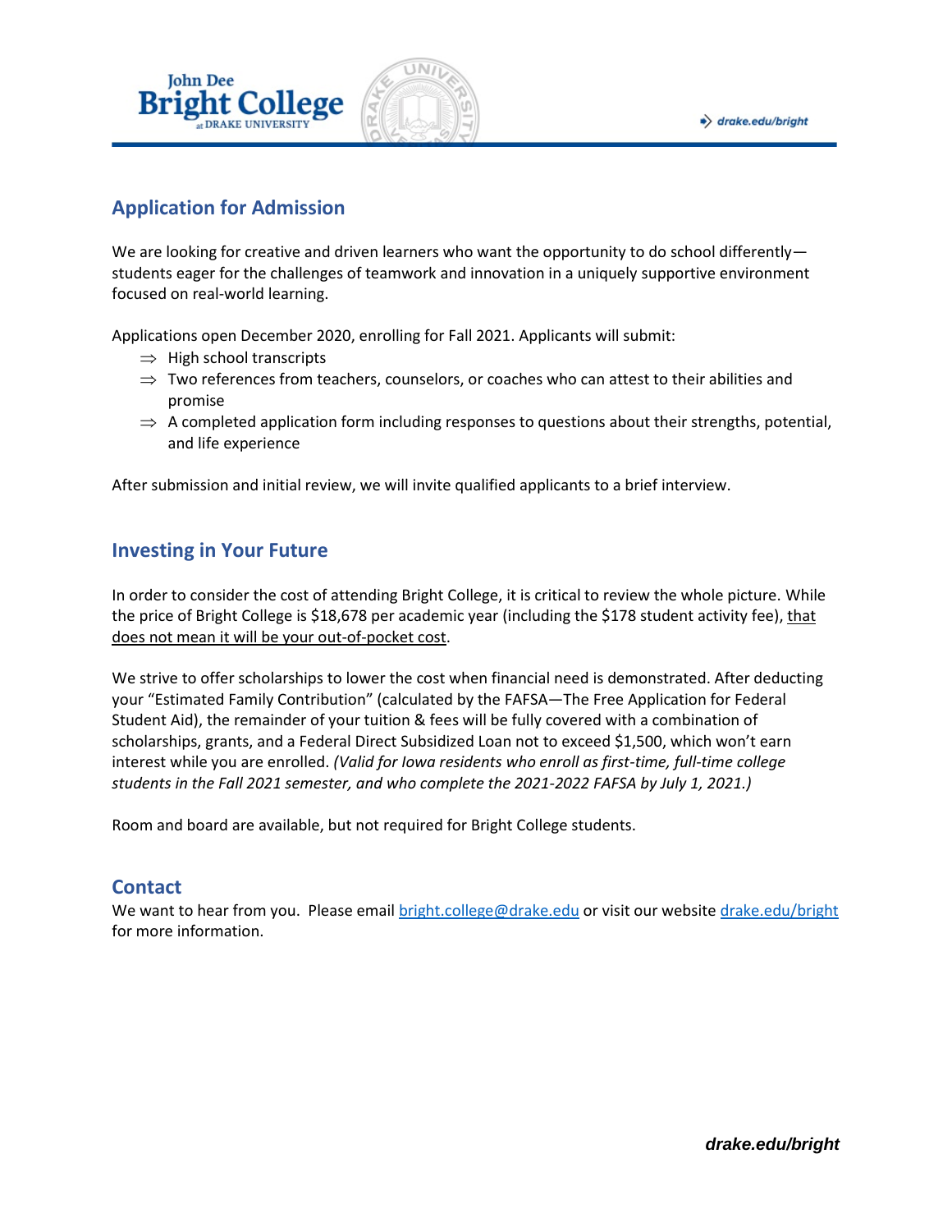## Application for Admission

We are looking for creative and driven learners who want the opportunity to do school differently—students eager for the challenges of teamwork and innovation in a uniquely supportive environment focused on real-world learning.

Applications open December 2020, enrolling for Fall 2021. Applicants will submit:

- ⇒ High school transcripts
- ⇒ Two references from teachers, counselors, or coaches who can attest to their abilities and promise
- ⇒ A completed application form including responses to questions about their strengths, potential, and life experience

After submission and initial review, we will invite qualified applicants to a brief interview.

## Investing in Your Future

In order to consider the cost of attending Bright College, it is critical to review the whole picture. While the price of Bright College is $18,678 per academic year (including the $178 student activity fee), that does not mean it will be your out-of-pocket cost.

We strive to offer scholarships to lower the cost when financial need is demonstrated. After deducting your "Estimated Family Contribution" (calculated by the FAFSA—The Free Application for Federal Student Aid), the remainder of your tuition & fees will be fully covered with a combination of scholarships, grants, and a Federal Direct Subsidized Loan not to exceed $1,500, which won't earn interest while you are enrolled. *(Valid for Iowa residents who enroll as first-time, full-time college students in the Fall 2021 semester, and who complete the 2021-2022 FAFSA by July 1, 2021.)*

Room and board are available, but not required for Bright College students.

## Contact

We want to hear from you. Please email bright.college@drake.edu or visit our website drake.edu/bright for more information.